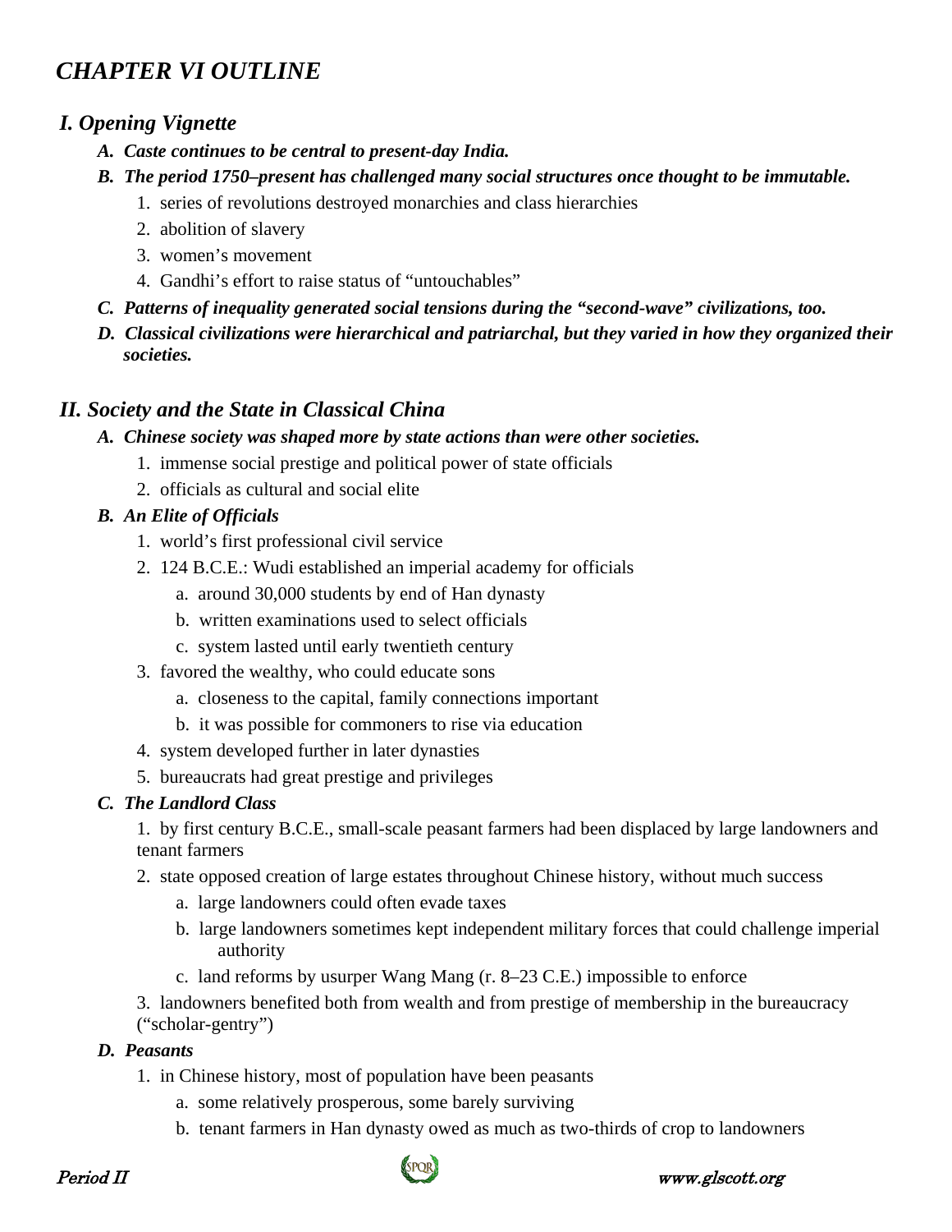# *CHAPTER VI OUTLINE*

## *I. Opening Vignette*

- ***A. Caste continues to be central to present-day India.***
- ***B. The period 1750–present has challenged many social structures once thought to be immutable.***
  1. series of revolutions destroyed monarchies and class hierarchies
  2. abolition of slavery
  3. women's movement
  4. Gandhi's effort to raise status of "untouchables"
- ***C. Patterns of inequality generated social tensions during the "second-wave" civilizations, too.***
- ***D. Classical civilizations were hierarchical and patriarchal, but they varied in how they organized their societies.***

## *II. Society and the State in Classical China*

- ***A. Chinese society was shaped more by state actions than were other societies.***
  1. immense social prestige and political power of state officials
  2. officials as cultural and social elite
- ***B. An Elite of Officials***
  1. world's first professional civil service
  2. 124 B.C.E.: Wudi established an imperial academy for officials
     - a. around 30,000 students by end of Han dynasty
     - b. written examinations used to select officials
     - c. system lasted until early twentieth century
  3. favored the wealthy, who could educate sons
     - a. closeness to the capital, family connections important
     - b. it was possible for commoners to rise via education
  4. system developed further in later dynasties
  5. bureaucrats had great prestige and privileges
- ***C. The Landlord Class***
  1. by first century B.C.E., small-scale peasant farmers had been displaced by large landowners and tenant farmers
  2. state opposed creation of large estates throughout Chinese history, without much success
     - a. large landowners could often evade taxes
     - b. large landowners sometimes kept independent military forces that could challenge imperial authority
     - c. land reforms by usurper Wang Mang (r. 8–23 C.E.) impossible to enforce
  3. landowners benefited both from wealth and from prestige of membership in the bureaucracy ("scholar-gentry")
- ***D. Peasants***
  1. in Chinese history, most of population have been peasants
     - a. some relatively prosperous, some barely surviving
     - b. tenant farmers in Han dynasty owed as much as two-thirds of crop to landowners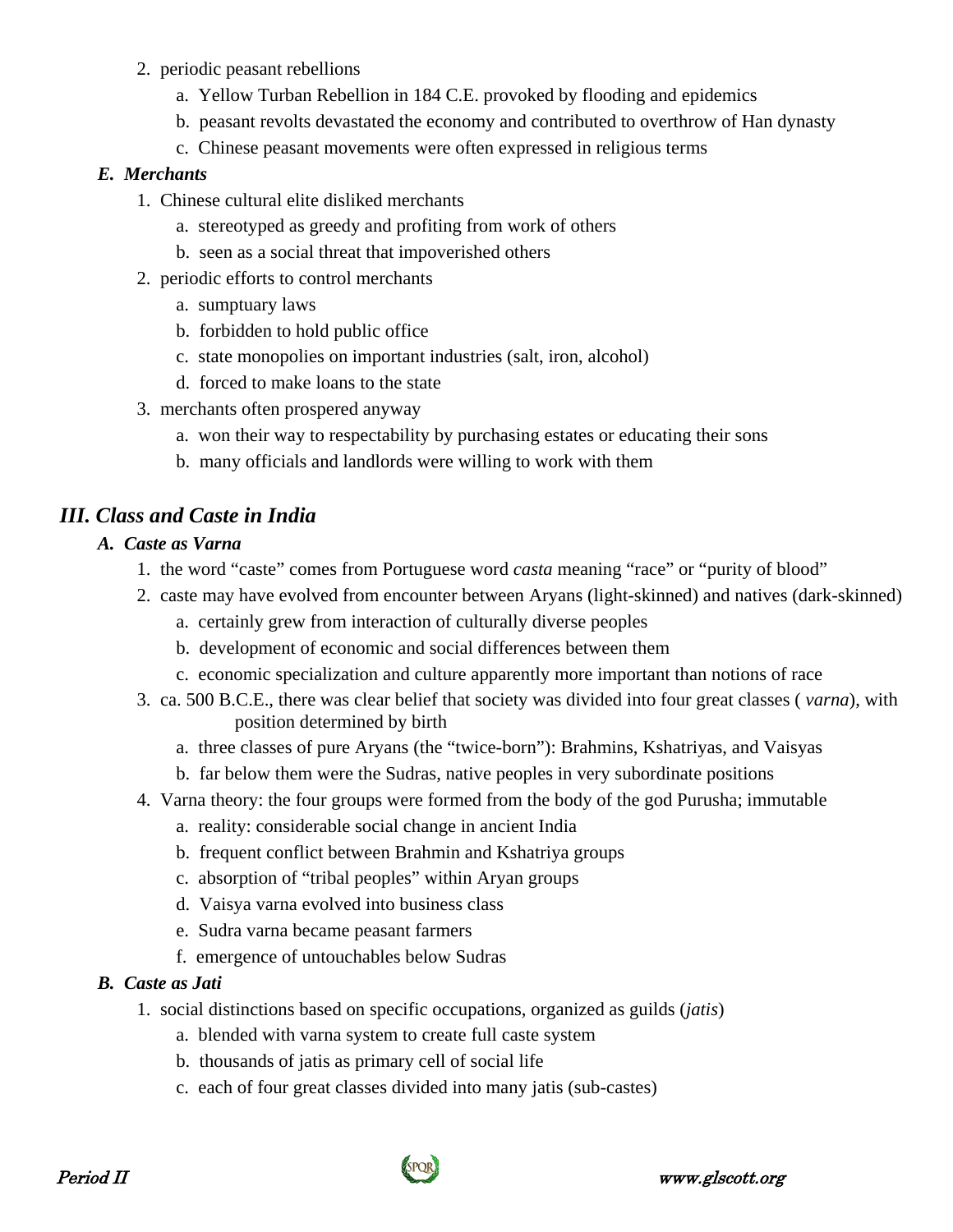2. periodic peasant rebellions
    a. Yellow Turban Rebellion in 184 C.E. provoked by flooding and epidemics
    b. peasant revolts devastated the economy and contributed to overthrow of Han dynasty
    c. Chinese peasant movements were often expressed in religious terms

### *E. Merchants*

1. Chinese cultural elite disliked merchants
    a. stereotyped as greedy and profiting from work of others
    b. seen as a social threat that impoverished others
2. periodic efforts to control merchants
    a. sumptuary laws
    b. forbidden to hold public office
    c. state monopolies on important industries (salt, iron, alcohol)
    d. forced to make loans to the state
3. merchants often prospered anyway
    a. won their way to respectability by purchasing estates or educating their sons
    b. many officials and landlords were willing to work with them

## *III. Class and Caste in India*

### *A. Caste as Varna*

1. the word "caste" comes from Portuguese word *casta* meaning "race" or "purity of blood"
2. caste may have evolved from encounter between Aryans (light-skinned) and natives (dark-skinned)
    a. certainly grew from interaction of culturally diverse peoples
    b. development of economic and social differences between them
    c. economic specialization and culture apparently more important than notions of race
3. ca. 500 B.C.E., there was clear belief that society was divided into four great classes ( *varna*), with position determined by birth
    a. three classes of pure Aryans (the "twice-born"): Brahmins, Kshatriyas, and Vaisyas
    b. far below them were the Sudras, native peoples in very subordinate positions
4. Varna theory: the four groups were formed from the body of the god Purusha; immutable
    a. reality: considerable social change in ancient India
    b. frequent conflict between Brahmin and Kshatriya groups
    c. absorption of "tribal peoples" within Aryan groups
    d. Vaisya varna evolved into business class
    e. Sudra varna became peasant farmers
    f. emergence of untouchables below Sudras

### *B. Caste as Jati*

1. social distinctions based on specific occupations, organized as guilds (*jatis*)
    a. blended with varna system to create full caste system
    b. thousands of jatis as primary cell of social life
    c. each of four great classes divided into many jatis (sub-castes)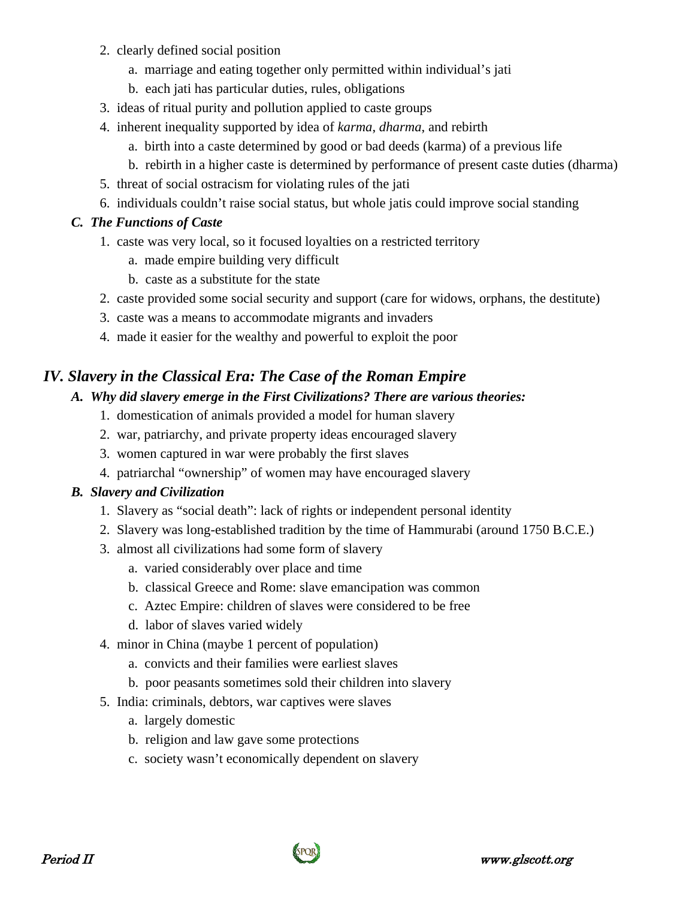2. clearly defined social position
    a. marriage and eating together only permitted within individual's jati
    b. each jati has particular duties, rules, obligations
3. ideas of ritual purity and pollution applied to caste groups
4. inherent inequality supported by idea of *karma*, *dharma*, and rebirth
    a. birth into a caste determined by good or bad deeds (karma) of a previous life
    b. rebirth in a higher caste is determined by performance of present caste duties (dharma)
5. threat of social ostracism for violating rules of the jati
6. individuals couldn't raise social status, but whole jatis could improve social standing

### *C. The Functions of Caste*

1. caste was very local, so it focused loyalties on a restricted territory
    a. made empire building very difficult
    b. caste as a substitute for the state
2. caste provided some social security and support (care for widows, orphans, the destitute)
3. caste was a means to accommodate migrants and invaders
4. made it easier for the wealthy and powerful to exploit the poor

## *IV. Slavery in the Classical Era: The Case of the Roman Empire*

### *A. Why did slavery emerge in the First Civilizations? There are various theories:*

1. domestication of animals provided a model for human slavery
2. war, patriarchy, and private property ideas encouraged slavery
3. women captured in war were probably the first slaves
4. patriarchal "ownership" of women may have encouraged slavery

### *B. Slavery and Civilization*

1. Slavery as "social death": lack of rights or independent personal identity
2. Slavery was long-established tradition by the time of Hammurabi (around 1750 B.C.E.)
3. almost all civilizations had some form of slavery
    a. varied considerably over place and time
    b. classical Greece and Rome: slave emancipation was common
    c. Aztec Empire: children of slaves were considered to be free
    d. labor of slaves varied widely
4. minor in China (maybe 1 percent of population)
    a. convicts and their families were earliest slaves
    b. poor peasants sometimes sold their children into slavery
5. India: criminals, debtors, war captives were slaves
    a. largely domestic
    b. religion and law gave some protections
    c. society wasn't economically dependent on slavery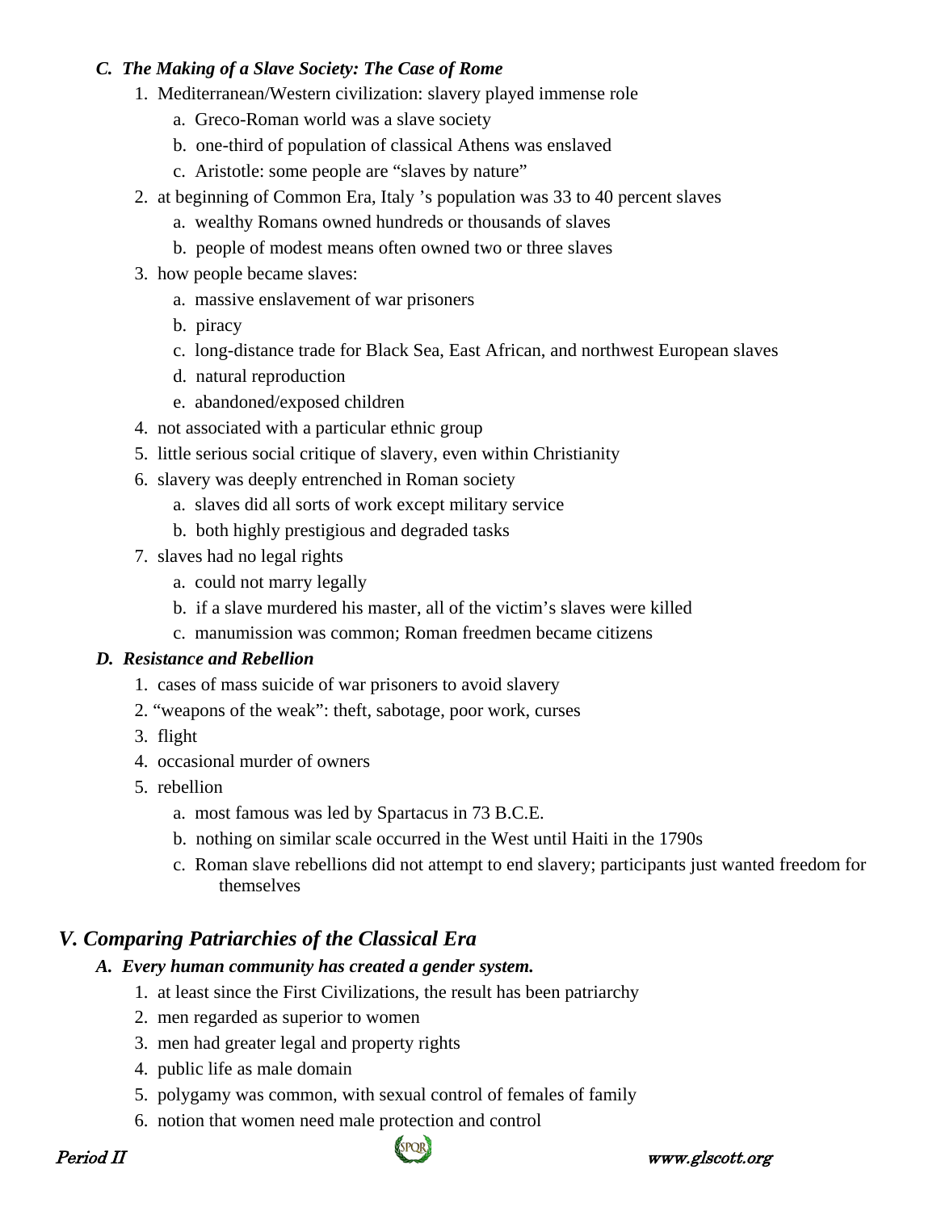### C. *The Making of a Slave Society: The Case of Rome*

1. Mediterranean/Western civilization: slavery played immense role
    a. Greco-Roman world was a slave society
    b. one-third of population of classical Athens was enslaved
    c. Aristotle: some people are "slaves by nature"
2. at beginning of Common Era, Italy 's population was 33 to 40 percent slaves
    a. wealthy Romans owned hundreds or thousands of slaves
    b. people of modest means often owned two or three slaves
3. how people became slaves:
    a. massive enslavement of war prisoners
    b. piracy
    c. long-distance trade for Black Sea, East African, and northwest European slaves
    d. natural reproduction
    e. abandoned/exposed children
4. not associated with a particular ethnic group
5. little serious social critique of slavery, even within Christianity
6. slavery was deeply entrenched in Roman society
    a. slaves did all sorts of work except military service
    b. both highly prestigious and degraded tasks
7. slaves had no legal rights
    a. could not marry legally
    b. if a slave murdered his master, all of the victim's slaves were killed
    c. manumission was common; Roman freedmen became citizens

### D. *Resistance and Rebellion*

1. cases of mass suicide of war prisoners to avoid slavery
2. "weapons of the weak": theft, sabotage, poor work, curses
3. flight
4. occasional murder of owners
5. rebellion
    a. most famous was led by Spartacus in 73 B.C.E.
    b. nothing on similar scale occurred in the West until Haiti in the 1790s
    c. Roman slave rebellions did not attempt to end slavery; participants just wanted freedom for themselves

## V. *Comparing Patriarchies of the Classical Era*

### A. *Every human community has created a gender system.*

1. at least since the First Civilizations, the result has been patriarchy
2. men regarded as superior to women
3. men had greater legal and property rights
4. public life as male domain
5. polygamy was common, with sexual control of females of family
6. notion that women need male protection and control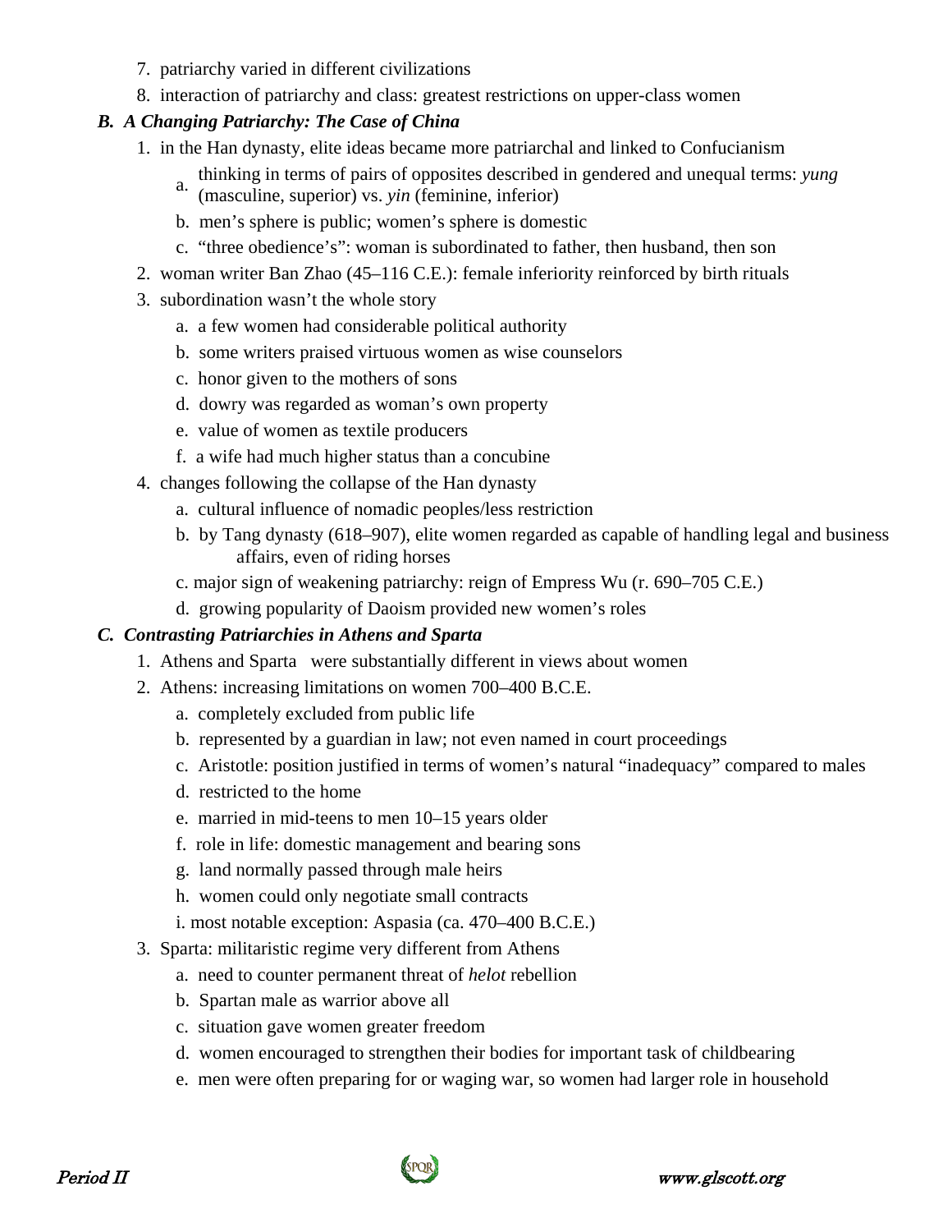7. patriarchy varied in different civilizations
8. interaction of patriarchy and class: greatest restrictions on upper-class women

### *B. A Changing Patriarchy: The Case of China*

1. in the Han dynasty, elite ideas became more patriarchal and linked to Confucianism
   a. thinking in terms of pairs of opposites described in gendered and unequal terms: *yung* (masculine, superior) vs. *yin* (feminine, inferior)
   b. men's sphere is public; women's sphere is domestic
   c. "three obedience's": woman is subordinated to father, then husband, then son
2. woman writer Ban Zhao (45–116 C.E.): female inferiority reinforced by birth rituals
3. subordination wasn't the whole story
   a. a few women had considerable political authority
   b. some writers praised virtuous women as wise counselors
   c. honor given to the mothers of sons
   d. dowry was regarded as woman's own property
   e. value of women as textile producers
   f. a wife had much higher status than a concubine
4. changes following the collapse of the Han dynasty
   a. cultural influence of nomadic peoples/less restriction
   b. by Tang dynasty (618–907), elite women regarded as capable of handling legal and business affairs, even of riding horses
   c. major sign of weakening patriarchy: reign of Empress Wu (r. 690–705 C.E.)
   d. growing popularity of Daoism provided new women's roles

### *C. Contrasting Patriarchies in Athens and Sparta*

1. Athens and Sparta were substantially different in views about women
2. Athens: increasing limitations on women 700–400 B.C.E.
   a. completely excluded from public life
   b. represented by a guardian in law; not even named in court proceedings
   c. Aristotle: position justified in terms of women's natural "inadequacy" compared to males
   d. restricted to the home
   e. married in mid-teens to men 10–15 years older
   f. role in life: domestic management and bearing sons
   g. land normally passed through male heirs
   h. women could only negotiate small contracts
   i. most notable exception: Aspasia (ca. 470–400 B.C.E.)
3. Sparta: militaristic regime very different from Athens
   a. need to counter permanent threat of *helot* rebellion
   b. Spartan male as warrior above all
   c. situation gave women greater freedom
   d. women encouraged to strengthen their bodies for important task of childbearing
   e. men were often preparing for or waging war, so women had larger role in household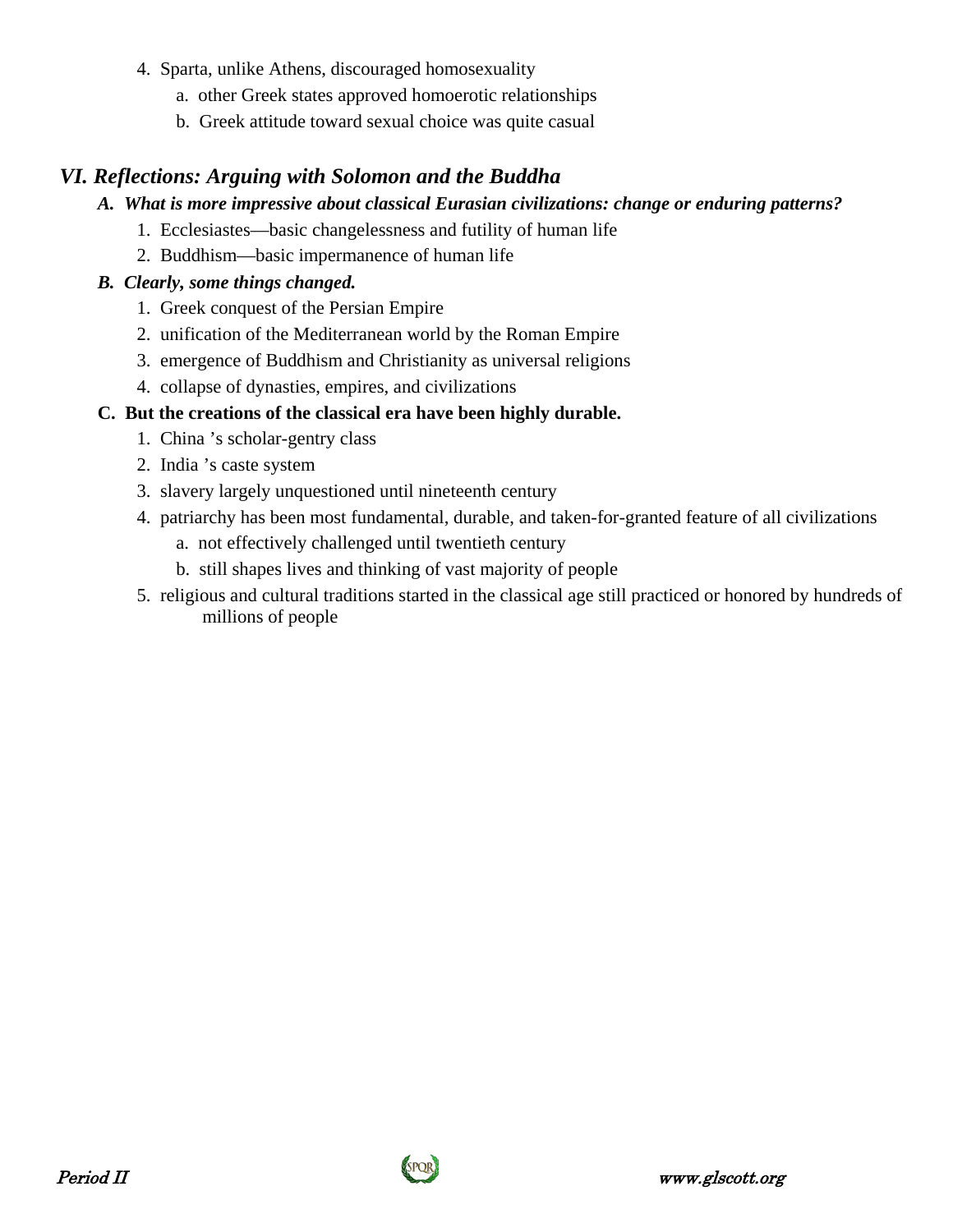4. Sparta, unlike Athens, discouraged homosexuality
    a. other Greek states approved homoerotic relationships
    b. Greek attitude toward sexual choice was quite casual

## *VI. Reflections: Arguing with Solomon and the Buddha*

### *A. What is more impressive about classical Eurasian civilizations: change or enduring patterns?*

1. Ecclesiastes—basic changelessness and futility of human life
2. Buddhism—basic impermanence of human life

### *B. Clearly, some things changed.*

1. Greek conquest of the Persian Empire
2. unification of the Mediterranean world by the Roman Empire
3. emergence of Buddhism and Christianity as universal religions
4. collapse of dynasties, empires, and civilizations

### **C. But the creations of the classical era have been highly durable.**

1. China 's scholar-gentry class
2. India 's caste system
3. slavery largely unquestioned until nineteenth century
4. patriarchy has been most fundamental, durable, and taken-for-granted feature of all civilizations
    a. not effectively challenged until twentieth century
    b. still shapes lives and thinking of vast majority of people
5. religious and cultural traditions started in the classical age still practiced or honored by hundreds of millions of people